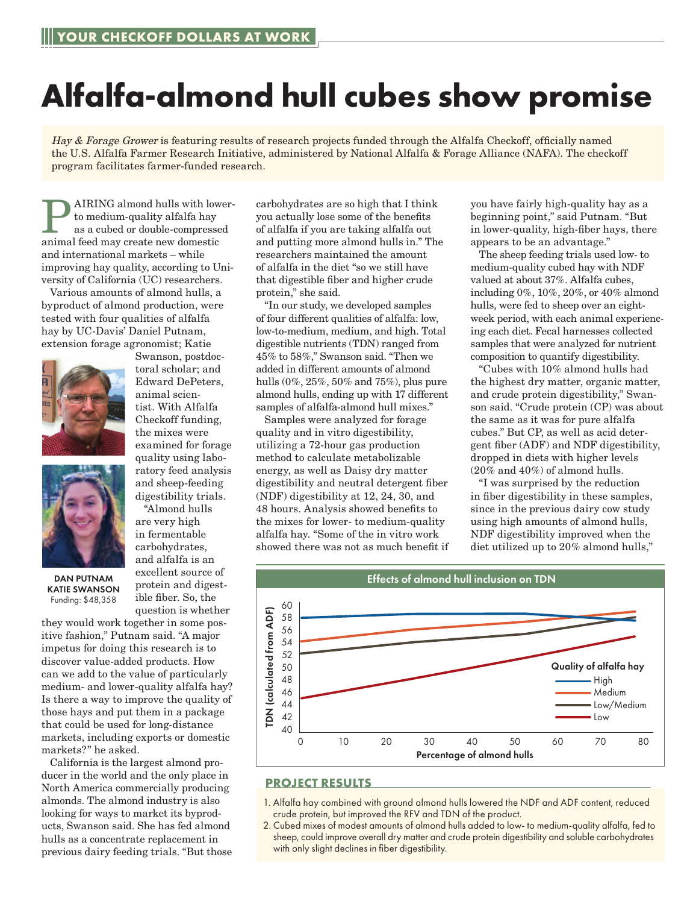YOUR CHECKOFF DOLLARS AT WORK

# Alfalfa-almond hull cubes show promise

*Hay & Forage Grower* is featuring results of research projects funded through the Alfalfa Checkoff, officially named the U.S. Alfalfa Farmer Research Initiative, administered by National Alfalfa & Forage Alliance (NAFA). The checkoff program facilitates farmer-funded research.

PAIRING almond hulls with lower- to medium-quality alfalfa hay as a cubed or double-compressed animal feed may create new domestic and international markets – while improving hay quality, according to University of California (UC) researchers.

Various amounts of almond hulls, a byproduct of almond production, were tested with four qualities of alfalfa hay by UC-Davis' Daniel Putnam, extension forage agronomist; Katie Swanson, postdoctoral scholar; and Edward DePeters, animal scientist. With Alfalfa Checkoff funding, the mixes were examined for forage quality using laboratory feed analysis and sheep-feeding digestibility trials.

**DAN PUTNAM**
**KATIE SWANSON**
Funding: $48,358

"Almond hulls are very high in fermentable carbohydrates, and alfalfa is an excellent source of protein and digestible fiber. So, the question is whether they would work together in some positive fashion," Putnam said. "A major impetus for doing this research is to discover value-added products. How can we add to the value of particularly medium- and lower-quality alfalfa hay? Is there a way to improve the quality of those hays and put them in a package that could be used for long-distance markets, including exports or domestic markets?" he asked.

California is the largest almond producer in the world and the only place in North America commercially producing almonds. The almond industry is also looking for ways to market its byproducts, Swanson said. She has fed almond hulls as a concentrate replacement in previous dairy feeding trials. "But those carbohydrates are so high that I think you actually lose some of the benefits of alfalfa if you are taking alfalfa out and putting more almond hulls in." The researchers maintained the amount of alfalfa in the diet "so we still have that digestible fiber and higher crude protein," she said.

"In our study, we developed samples of four different qualities of alfalfa: low, low-to-medium, medium, and high. Total digestible nutrients (TDN) ranged from 45% to 58%," Swanson said. "Then we added in different amounts of almond hulls (0%, 25%, 50% and 75%), plus pure almond hulls, ending up with 17 different samples of alfalfa-almond hull mixes."

Samples were analyzed for forage quality and in vitro digestibility, utilizing a 72-hour gas production method to calculate metabolizable energy, as well as Daisy dry matter digestibility and neutral detergent fiber (NDF) digestibility at 12, 24, 30, and 48 hours. Analysis showed benefits to the mixes for lower- to medium-quality alfalfa hay. "Some of the in vitro work showed there was not as much benefit if you have fairly high-quality hay as a beginning point," said Putnam. "But in lower-quality, high-fiber hays, there appears to be an advantage."

The sheep feeding trials used low- to medium-quality cubed hay with NDF valued at about 37%. Alfalfa cubes, including 0%, 10%, 20%, or 40% almond hulls, were fed to sheep over an eight-week period, with each animal experiencing each diet. Fecal harnesses collected samples that were analyzed for nutrient composition to quantify digestibility.

"Cubes with 10% almond hulls had the highest dry matter, organic matter, and crude protein digestibility," Swanson said. "Crude protein (CP) was about the same as it was for pure alfalfa cubes." But CP, as well as acid detergent fiber (ADF) and NDF digestibility, dropped in diets with higher levels (20% and 40%) of almond hulls.

"I was surprised by the reduction in fiber digestibility in these samples, since in the previous dairy cow study using high amounts of almond hulls, NDF digestibility improved when the diet utilized up to 20% almond hulls,"

**Effects of almond hull inclusion on TDN**

(Line chart: TDN (calculated from ADF), 40–60, versus Percentage of almond hulls, 0–80, by quality of alfalfa hay: High, Medium, Low/Medium, Low.)

## PROJECT RESULTS

1. Alfalfa hay combined with ground almond hulls lowered the NDF and ADF content, reduced crude protein, but improved the RFV and TDN of the product.
2. Cubed mixes of modest amounts of almond hulls added to low- to medium-quality alfalfa, fed to sheep, could improve overall dry matter and crude protein digestibility and soluble carbohydrates with only slight declines in fiber digestibility.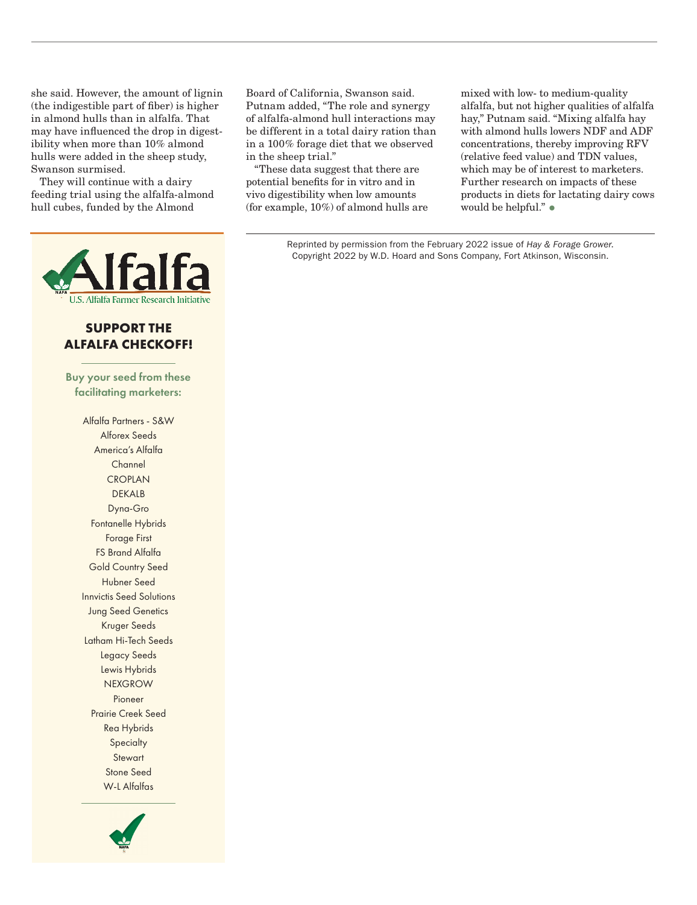she said. However, the amount of lignin (the indigestible part of fiber) is higher in almond hulls than in alfalfa. That may have influenced the drop in digestibility when more than 10% almond hulls were added in the sheep study, Swanson surmised.

They will continue with a dairy feeding trial using the alfalfa-almond hull cubes, funded by the Almond Board of California, Swanson said. Putnam added, "The role and synergy of alfalfa-almond hull interactions may be different in a total dairy ration than in a 100% forage diet that we observed in the sheep trial."

"These data suggest that there are potential benefits for in vitro and in vivo digestibility when low amounts (for example, 10%) of almond hulls are mixed with low- to medium-quality alfalfa, but not higher qualities of alfalfa hay," Putnam said. "Mixing alfalfa hay with almond hulls lowers NDF and ADF concentrations, thereby improving RFV (relative feed value) and TDN values, which may be of interest to marketers. Further research on impacts of these products in diets for lactating dairy cows would be helpful." ●

Reprinted by permission from the February 2022 issue of *Hay & Forage Grower*. Copyright 2022 by W.D. Hoard and Sons Company, Fort Atkinson, Wisconsin.

Alfalfa

U.S. Alfalfa Farmer Research Initiative

## SUPPORT THE ALFALFA CHECKOFF!

Buy your seed from these facilitating marketers:

Alfalfa Partners - S&W
Alforex Seeds
America's Alfalfa
Channel
CROPLAN
DEKALB
Dyna-Gro
Fontanelle Hybrids
Forage First
FS Brand Alfalfa
Gold Country Seed
Hubner Seed
Innvictis Seed Solutions
Jung Seed Genetics
Kruger Seeds
Latham Hi-Tech Seeds
Legacy Seeds
Lewis Hybrids
NEXGROW
Pioneer
Prairie Creek Seed
Rea Hybrids
Specialty
Stewart
Stone Seed
W-L Alfalfas